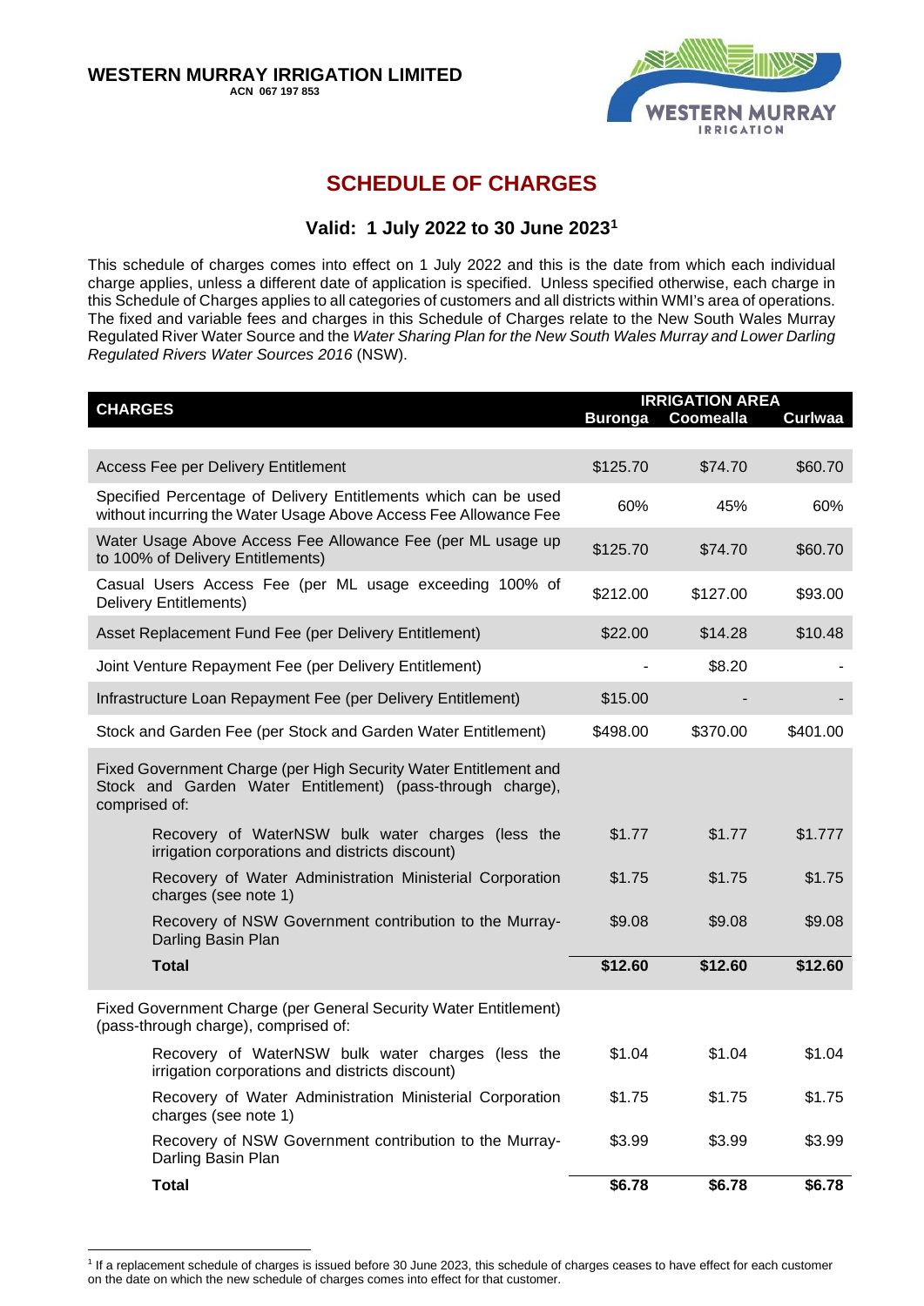**WESTERN MURRAY IRRIGATION LIMITED**
**ACN 067 197 853**

# SCHEDULE OF CHARGES

## Valid: 1 July 2022 to 30 June 2023[1]

This schedule of charges comes into effect on 1 July 2022 and this is the date from which each individual charge applies, unless a different date of application is specified. Unless specified otherwise, each charge in this Schedule of Charges applies to all categories of customers and all districts within WMI's area of operations. The fixed and variable fees and charges in this Schedule of Charges relate to the New South Wales Murray Regulated River Water Source and the *Water Sharing Plan for the New South Wales Murray and Lower Darling Regulated Rivers Water Sources 2016* (NSW).

| CHARGES | IRRIGATION AREA | | |
|---|---|---|---|
| | Buronga | Coomealla | Curlwaa |
| Access Fee per Delivery Entitlement | $125.70 | $74.70 | $60.70 |
| Specified Percentage of Delivery Entitlements which can be used without incurring the Water Usage Above Access Fee Allowance Fee | 60% | 45% | 60% |
| Water Usage Above Access Fee Allowance Fee (per ML usage up to 100% of Delivery Entitlements) | $125.70 | $74.70 | $60.70 |
| Casual Users Access Fee (per ML usage exceeding 100% of Delivery Entitlements) | $212.00 | $127.00 | $93.00 |
| Asset Replacement Fund Fee (per Delivery Entitlement) | $22.00 | $14.28 | $10.48 |
| Joint Venture Repayment Fee (per Delivery Entitlement) | - | $8.20 | - |
| Infrastructure Loan Repayment Fee (per Delivery Entitlement) | $15.00 | - | - |
| Stock and Garden Fee (per Stock and Garden Water Entitlement) | $498.00 | $370.00 | $401.00 |
| Fixed Government Charge (per High Security Water Entitlement and Stock and Garden Water Entitlement) (pass-through charge), comprised of: | | | |
| Recovery of WaterNSW bulk water charges (less the irrigation corporations and districts discount) | $1.77 | $1.77 | $1.777 |
| Recovery of Water Administration Ministerial Corporation charges (see note 1) | $1.75 | $1.75 | $1.75 |
| Recovery of NSW Government contribution to the Murray-Darling Basin Plan | $9.08 | $9.08 | $9.08 |
| **Total** | **$12.60** | **$12.60** | **$12.60** |
| Fixed Government Charge (per General Security Water Entitlement) (pass-through charge), comprised of: | | | |
| Recovery of WaterNSW bulk water charges (less the irrigation corporations and districts discount) | $1.04 | $1.04 | $1.04 |
| Recovery of Water Administration Ministerial Corporation charges (see note 1) | $1.75 | $1.75 | $1.75 |
| Recovery of NSW Government contribution to the Murray-Darling Basin Plan | $3.99 | $3.99 | $3.99 |
| **Total** | **$6.78** | **$6.78** | **$6.78** |

[1] If a replacement schedule of charges is issued before 30 June 2023, this schedule of charges ceases to have effect for each customer on the date on which the new schedule of charges comes into effect for that customer.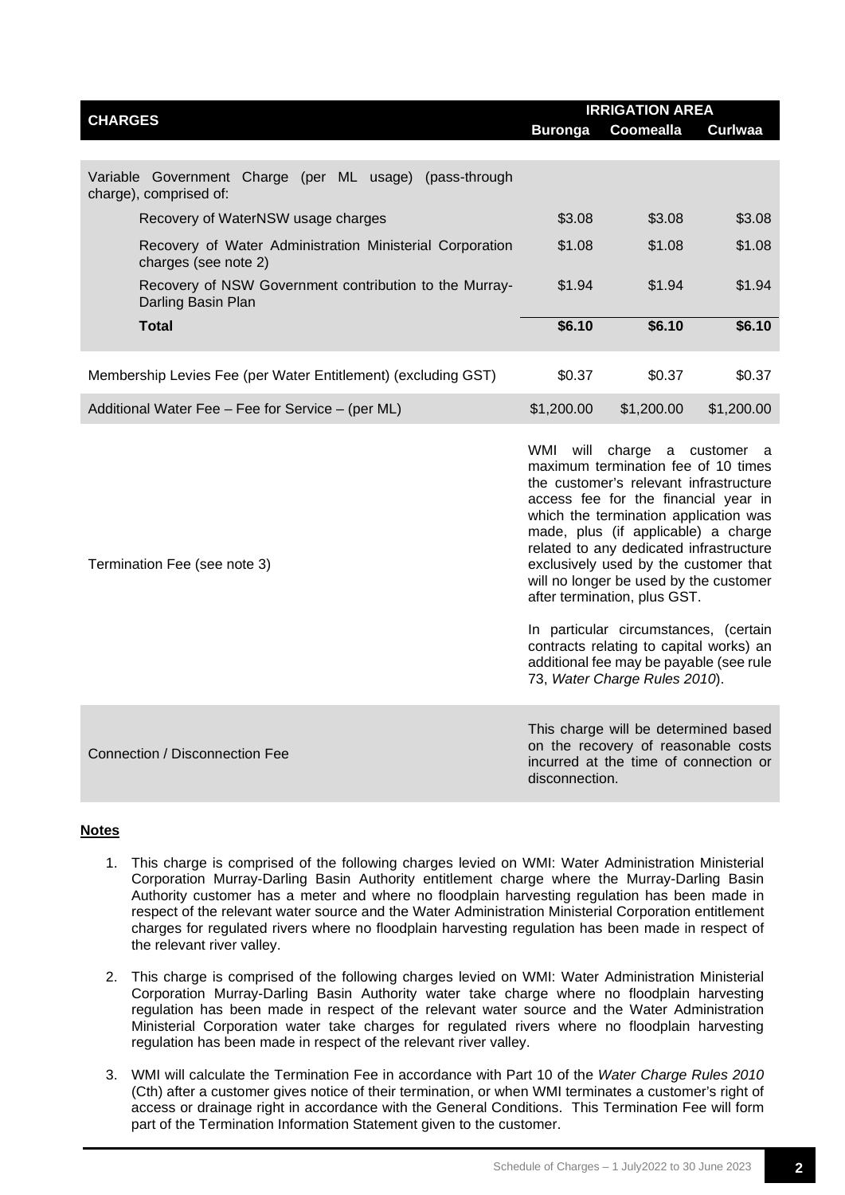| CHARGES | IRRIGATION AREA | | |
|---|---|---|---|
| | Buronga | Coomealla | Curlwaa |
| Variable Government Charge (per ML usage) (pass-through charge), comprised of: | | | |
| Recovery of WaterNSW usage charges | $3.08 | $3.08 | $3.08 |
| Recovery of Water Administration Ministerial Corporation charges (see note 2) | $1.08 | $1.08 | $1.08 |
| Recovery of NSW Government contribution to the Murray-Darling Basin Plan | $1.94 | $1.94 | $1.94 |
| **Total** | **$6.10** | **$6.10** | **$6.10** |
| Membership Levies Fee (per Water Entitlement) (excluding GST) | $0.37 | $0.37 | $0.37 |
| Additional Water Fee – Fee for Service – (per ML) | $1,200.00 | $1,200.00 | $1,200.00 |
| Termination Fee (see note 3) | WMI will charge a customer a maximum termination fee of 10 times the customer's relevant infrastructure access fee for the financial year in which the termination application was made, plus (if applicable) a charge related to any dedicated infrastructure exclusively used by the customer that will no longer be used by the customer after termination, plus GST. In particular circumstances, (certain contracts relating to capital works) an additional fee may be payable (see rule 73, *Water Charge Rules 2010*). | | |
| Connection / Disconnection Fee | This charge will be determined based on the recovery of reasonable costs incurred at the time of connection or disconnection. | | |

**Notes**

1. This charge is comprised of the following charges levied on WMI: Water Administration Ministerial Corporation Murray-Darling Basin Authority entitlement charge where the Murray-Darling Basin Authority customer has a meter and where no floodplain harvesting regulation has been made in respect of the relevant water source and the Water Administration Ministerial Corporation entitlement charges for regulated rivers where no floodplain harvesting regulation has been made in respect of the relevant river valley.

2. This charge is comprised of the following charges levied on WMI: Water Administration Ministerial Corporation Murray-Darling Basin Authority water take charge where no floodplain harvesting regulation has been made in respect of the relevant water source and the Water Administration Ministerial Corporation water take charges for regulated rivers where no floodplain harvesting regulation has been made in respect of the relevant river valley.

3. WMI will calculate the Termination Fee in accordance with Part 10 of the *Water Charge Rules 2010* (Cth) after a customer gives notice of their termination, or when WMI terminates a customer's right of access or drainage right in accordance with the General Conditions. This Termination Fee will form part of the Termination Information Statement given to the customer.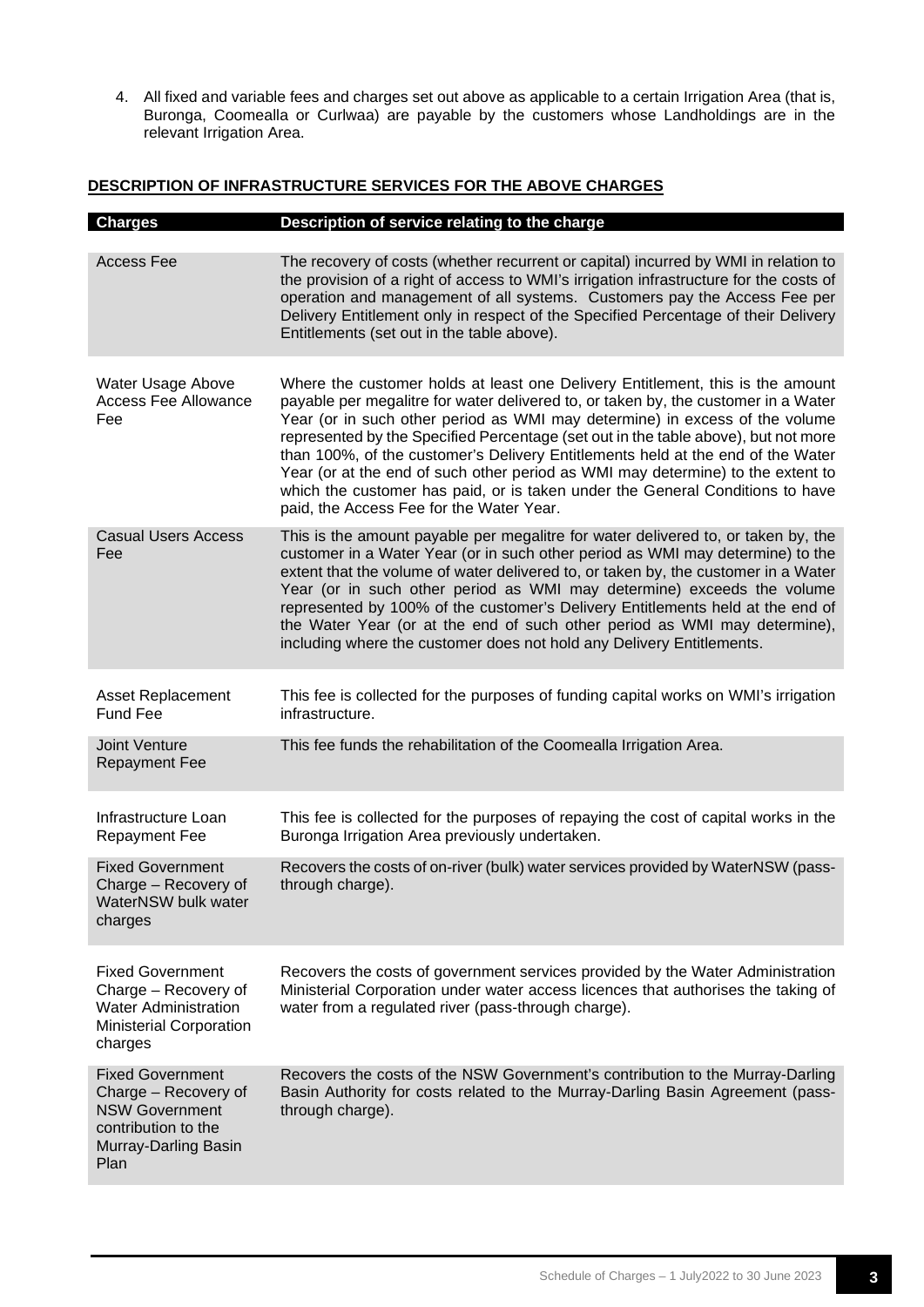4. All fixed and variable fees and charges set out above as applicable to a certain Irrigation Area (that is, Buronga, Coomealla or Curlwaa) are payable by the customers whose Landholdings are in the relevant Irrigation Area.

## DESCRIPTION OF INFRASTRUCTURE SERVICES FOR THE ABOVE CHARGES

| Charges | Description of service relating to the charge |
|---|---|
| Access Fee | The recovery of costs (whether recurrent or capital) incurred by WMI in relation to the provision of a right of access to WMI's irrigation infrastructure for the costs of operation and management of all systems. Customers pay the Access Fee per Delivery Entitlement only in respect of the Specified Percentage of their Delivery Entitlements (set out in the table above). |
| Water Usage Above Access Fee Allowance Fee | Where the customer holds at least one Delivery Entitlement, this is the amount payable per megalitre for water delivered to, or taken by, the customer in a Water Year (or in such other period as WMI may determine) in excess of the volume represented by the Specified Percentage (set out in the table above), but not more than 100%, of the customer's Delivery Entitlements held at the end of the Water Year (or at the end of such other period as WMI may determine) to the extent to which the customer has paid, or is taken under the General Conditions to have paid, the Access Fee for the Water Year. |
| Casual Users Access Fee | This is the amount payable per megalitre for water delivered to, or taken by, the customer in a Water Year (or in such other period as WMI may determine) to the extent that the volume of water delivered to, or taken by, the customer in a Water Year (or in such other period as WMI may determine) exceeds the volume represented by 100% of the customer's Delivery Entitlements held at the end of the Water Year (or at the end of such other period as WMI may determine), including where the customer does not hold any Delivery Entitlements. |
| Asset Replacement Fund Fee | This fee is collected for the purposes of funding capital works on WMI's irrigation infrastructure. |
| Joint Venture Repayment Fee | This fee funds the rehabilitation of the Coomealla Irrigation Area. |
| Infrastructure Loan Repayment Fee | This fee is collected for the purposes of repaying the cost of capital works in the Buronga Irrigation Area previously undertaken. |
| Fixed Government Charge – Recovery of WaterNSW bulk water charges | Recovers the costs of on-river (bulk) water services provided by WaterNSW (pass-through charge). |
| Fixed Government Charge – Recovery of Water Administration Ministerial Corporation charges | Recovers the costs of government services provided by the Water Administration Ministerial Corporation under water access licences that authorises the taking of water from a regulated river (pass-through charge). |
| Fixed Government Charge – Recovery of NSW Government contribution to the Murray-Darling Basin Plan | Recovers the costs of the NSW Government's contribution to the Murray-Darling Basin Authority for costs related to the Murray-Darling Basin Agreement (pass-through charge). |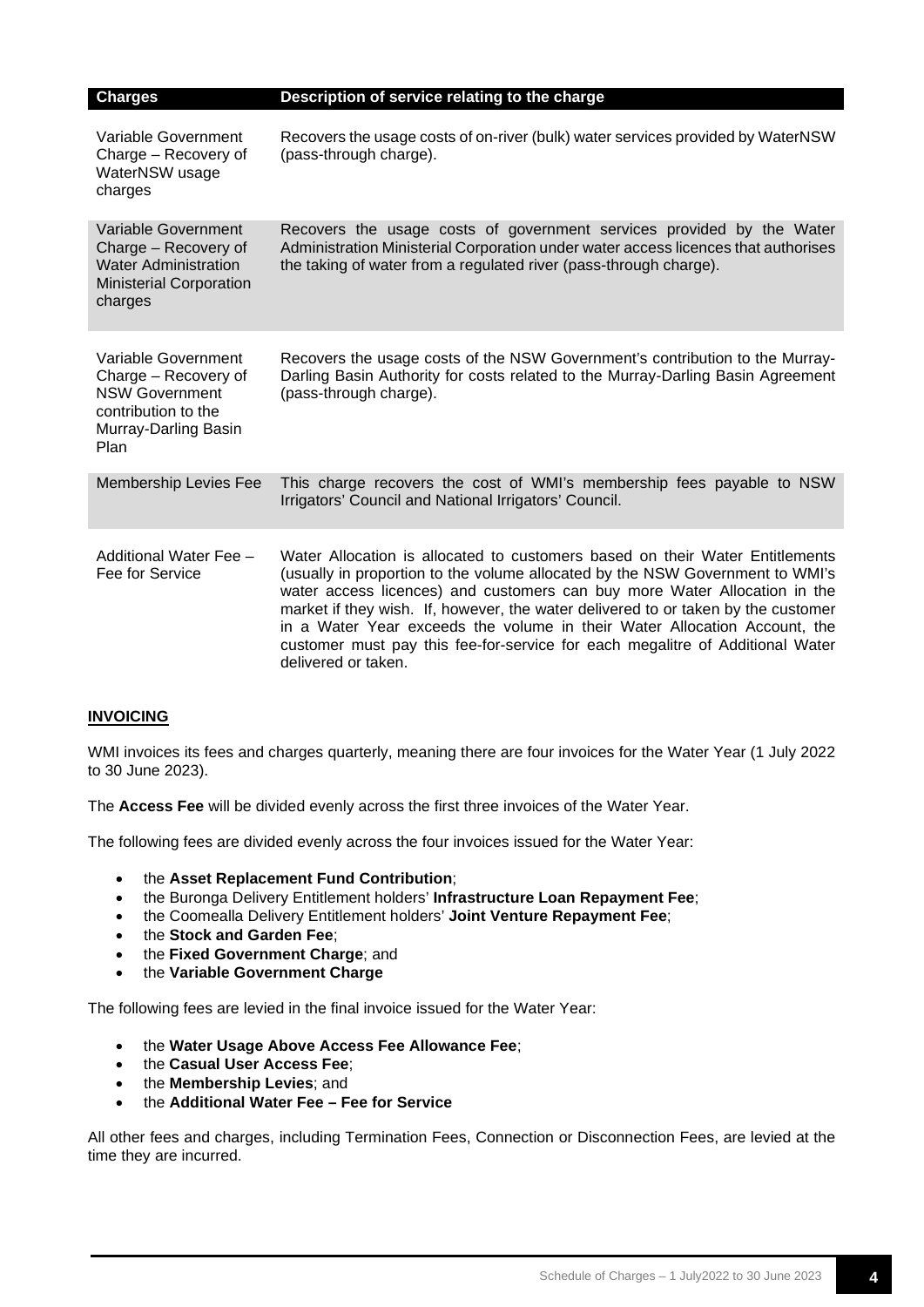| Charges | Description of service relating to the charge |
|---|---|
| Variable Government Charge – Recovery of WaterNSW usage charges | Recovers the usage costs of on-river (bulk) water services provided by WaterNSW (pass-through charge). |
| Variable Government Charge – Recovery of Water Administration Ministerial Corporation charges | Recovers the usage costs of government services provided by the Water Administration Ministerial Corporation under water access licences that authorises the taking of water from a regulated river (pass-through charge). |
| Variable Government Charge – Recovery of NSW Government contribution to the Murray-Darling Basin Plan | Recovers the usage costs of the NSW Government's contribution to the Murray-Darling Basin Authority for costs related to the Murray-Darling Basin Agreement (pass-through charge). |
| Membership Levies Fee | This charge recovers the cost of WMI's membership fees payable to NSW Irrigators' Council and National Irrigators' Council. |
| Additional Water Fee – Fee for Service | Water Allocation is allocated to customers based on their Water Entitlements (usually in proportion to the volume allocated by the NSW Government to WMI's water access licences) and customers can buy more Water Allocation in the market if they wish. If, however, the water delivered to or taken by the customer in a Water Year exceeds the volume in their Water Allocation Account, the customer must pay this fee-for-service for each megalitre of Additional Water delivered or taken. |

## INVOICING

WMI invoices its fees and charges quarterly, meaning there are four invoices for the Water Year (1 July 2022 to 30 June 2023).

The **Access Fee** will be divided evenly across the first three invoices of the Water Year.

The following fees are divided evenly across the four invoices issued for the Water Year:

- the **Asset Replacement Fund Contribution**;
- the Buronga Delivery Entitlement holders' **Infrastructure Loan Repayment Fee**;
- the Coomealla Delivery Entitlement holders' **Joint Venture Repayment Fee**;
- the **Stock and Garden Fee**;
- the **Fixed Government Charge**; and
- the **Variable Government Charge**

The following fees are levied in the final invoice issued for the Water Year:

- the **Water Usage Above Access Fee Allowance Fee**;
- the **Casual User Access Fee**;
- the **Membership Levies**; and
- the **Additional Water Fee – Fee for Service**

All other fees and charges, including Termination Fees, Connection or Disconnection Fees, are levied at the time they are incurred.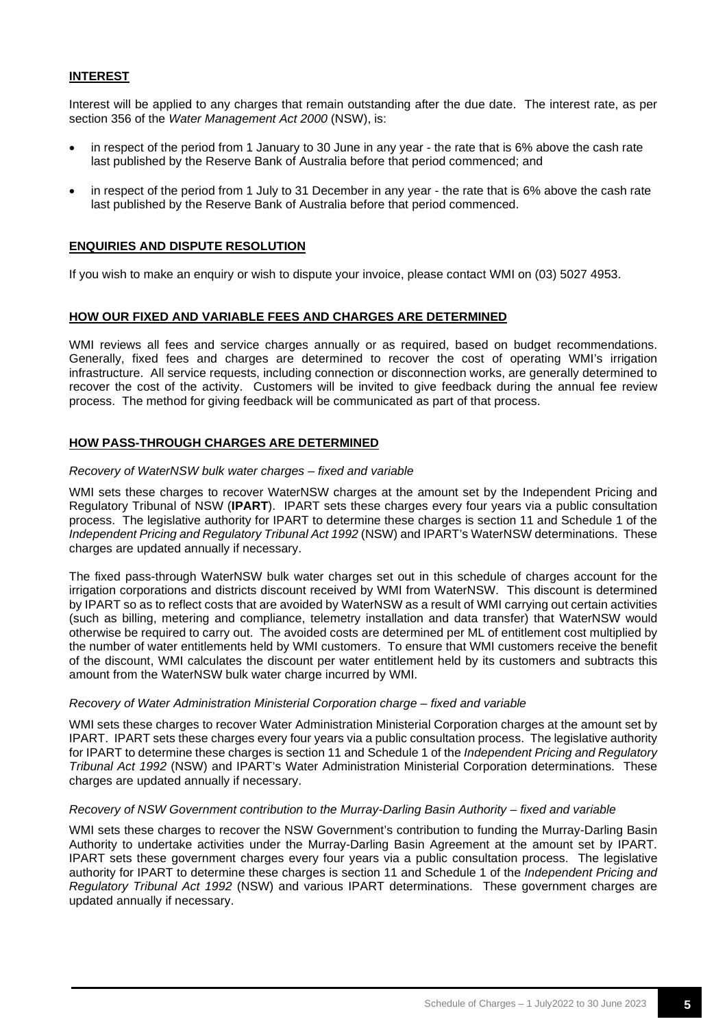## INTEREST

Interest will be applied to any charges that remain outstanding after the due date. The interest rate, as per section 356 of the *Water Management Act 2000* (NSW), is:

- in respect of the period from 1 January to 30 June in any year - the rate that is 6% above the cash rate last published by the Reserve Bank of Australia before that period commenced; and
- in respect of the period from 1 July to 31 December in any year - the rate that is 6% above the cash rate last published by the Reserve Bank of Australia before that period commenced.

## ENQUIRIES AND DISPUTE RESOLUTION

If you wish to make an enquiry or wish to dispute your invoice, please contact WMI on (03) 5027 4953.

## HOW OUR FIXED AND VARIABLE FEES AND CHARGES ARE DETERMINED

WMI reviews all fees and service charges annually or as required, based on budget recommendations. Generally, fixed fees and charges are determined to recover the cost of operating WMI's irrigation infrastructure. All service requests, including connection or disconnection works, are generally determined to recover the cost of the activity. Customers will be invited to give feedback during the annual fee review process. The method for giving feedback will be communicated as part of that process.

## HOW PASS-THROUGH CHARGES ARE DETERMINED

*Recovery of WaterNSW bulk water charges – fixed and variable*

WMI sets these charges to recover WaterNSW charges at the amount set by the Independent Pricing and Regulatory Tribunal of NSW (**IPART**). IPART sets these charges every four years via a public consultation process. The legislative authority for IPART to determine these charges is section 11 and Schedule 1 of the *Independent Pricing and Regulatory Tribunal Act 1992* (NSW) and IPART's WaterNSW determinations. These charges are updated annually if necessary.

The fixed pass-through WaterNSW bulk water charges set out in this schedule of charges account for the irrigation corporations and districts discount received by WMI from WaterNSW. This discount is determined by IPART so as to reflect costs that are avoided by WaterNSW as a result of WMI carrying out certain activities (such as billing, metering and compliance, telemetry installation and data transfer) that WaterNSW would otherwise be required to carry out. The avoided costs are determined per ML of entitlement cost multiplied by the number of water entitlements held by WMI customers. To ensure that WMI customers receive the benefit of the discount, WMI calculates the discount per water entitlement held by its customers and subtracts this amount from the WaterNSW bulk water charge incurred by WMI.

*Recovery of Water Administration Ministerial Corporation charge – fixed and variable*

WMI sets these charges to recover Water Administration Ministerial Corporation charges at the amount set by IPART. IPART sets these charges every four years via a public consultation process. The legislative authority for IPART to determine these charges is section 11 and Schedule 1 of the *Independent Pricing and Regulatory Tribunal Act 1992* (NSW) and IPART's Water Administration Ministerial Corporation determinations. These charges are updated annually if necessary.

*Recovery of NSW Government contribution to the Murray-Darling Basin Authority – fixed and variable*

WMI sets these charges to recover the NSW Government's contribution to funding the Murray-Darling Basin Authority to undertake activities under the Murray-Darling Basin Agreement at the amount set by IPART. IPART sets these government charges every four years via a public consultation process. The legislative authority for IPART to determine these charges is section 11 and Schedule 1 of the *Independent Pricing and Regulatory Tribunal Act 1992* (NSW) and various IPART determinations. These government charges are updated annually if necessary.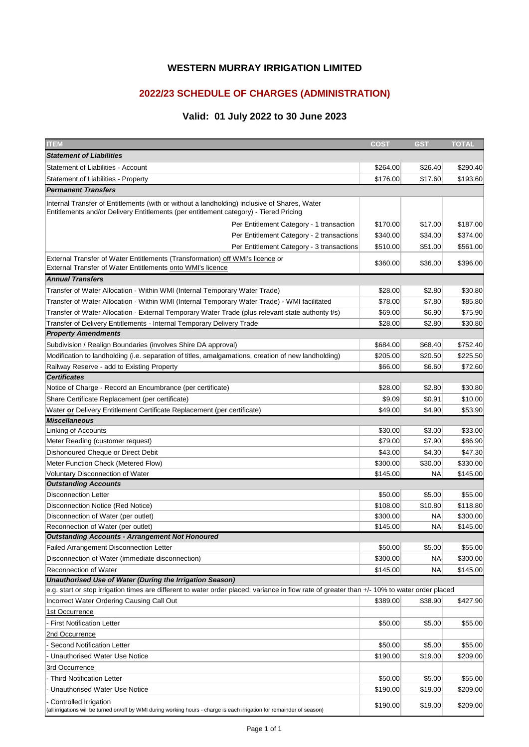# WESTERN MURRAY IRRIGATION LIMITED

## 2022/23 SCHEDULE OF CHARGES (ADMINISTRATION)

### Valid: 01 July 2022 to 30 June 2023

| ITEM | COST | GST | TOTAL |
|---|---|---|---|
| ***Statement of Liabilities*** | | | |
| Statement of Liabilities - Account | $264.00 | $26.40 | $290.40 |
| Statement of Liabilities - Property | $176.00 | $17.60 | $193.60 |
| ***Permanent Transfers*** | | | |
| Internal Transfer of Entitlements (with or without a landholding) inclusive of Shares, Water Entitlements and/or Delivery Entitlements (per entitlement category) - Tiered Pricing | | | |
| Per Entitlement Category - 1 transaction | $170.00 | $17.00 | $187.00 |
| Per Entitlement Category - 2 transactions | $340.00 | $34.00 | $374.00 |
| Per Entitlement Category - 3 transactions | $510.00 | $51.00 | $561.00 |
| External Transfer of Water Entitlements (Transformation) off WMI's licence or External Transfer of Water Entitlements onto WMI's licence | $360.00 | $36.00 | $396.00 |
| ***Annual Transfers*** | | | |
| Transfer of Water Allocation - Within WMI (Internal Temporary Water Trade) | $28.00 | $2.80 | $30.80 |
| Transfer of Water Allocation - Within WMI (Internal Temporary Water Trade) - WMI facilitated | $78.00 | $7.80 | $85.80 |
| Transfer of Water Allocation - External Temporary Water Trade (plus relevant state authority f/s) | $69.00 | $6.90 | $75.90 |
| Transfer of Delivery Entitlements - Internal Temporary Delivery Trade | $28.00 | $2.80 | $30.80 |
| ***Property Amendments*** | | | |
| Subdivision / Realign Boundaries (involves Shire DA approval) | $684.00 | $68.40 | $752.40 |
| Modification to landholding (i.e. separation of titles, amalgamations, creation of new landholding) | $205.00 | $20.50 | $225.50 |
| Railway Reserve - add to Existing Property | $66.00 | $6.60 | $72.60 |
| ***Certificates*** | | | |
| Notice of Charge - Record an Encumbrance (per certificate) | $28.00 | $2.80 | $30.80 |
| Share Certificate Replacement (per certificate) | $9.09 | $0.91 | $10.00 |
| Water **or** Delivery Entitlement Certificate Replacement (per certificate) | $49.00 | $4.90 | $53.90 |
| ***Miscellaneous*** | | | |
| Linking of Accounts | $30.00 | $3.00 | $33.00 |
| Meter Reading (customer request) | $79.00 | $7.90 | $86.90 |
| Dishonoured Cheque or Direct Debit | $43.00 | $4.30 | $47.30 |
| Meter Function Check (Metered Flow) | $300.00 | $30.00 | $330.00 |
| Voluntary Disconnection of Water | $145.00 | NA | $145.00 |
| ***Outstanding Accounts*** | | | |
| Disconnection Letter | $50.00 | $5.00 | $55.00 |
| Disconnection Notice (Red Notice) | $108.00 | $10.80 | $118.80 |
| Disconnection of Water (per outlet) | $300.00 | NA | $300.00 |
| Reconnection of Water (per outlet) | $145.00 | NA | $145.00 |
| ***Outstanding Accounts - Arrangement Not Honoured*** | | | |
| Failed Arrangement Disconnection Letter | $50.00 | $5.00 | $55.00 |
| Disconnection of Water (immediate disconnection) | $300.00 | NA | $300.00 |
| Reconnection of Water | $145.00 | NA | $145.00 |
| ***Unauthorised Use of Water (During the Irrigation Season)*** | | | |
| e.g. start or stop irrigation times are different to water order placed; variance in flow rate of greater than +/- 10% to water order placed | | | |
| Incorrect Water Ordering Causing Call Out | $389.00 | $38.90 | $427.90 |
| 1st Occurrence | | | |
| - First Notification Letter | $50.00 | $5.00 | $55.00 |
| 2nd Occurrence | | | |
| - Second Notification Letter | $50.00 | $5.00 | $55.00 |
| - Unauthorised Water Use Notice | $190.00 | $19.00 | $209.00 |
| 3rd Occurrence | | | |
| - Third Notification Letter | $50.00 | $5.00 | $55.00 |
| - Unauthorised Water Use Notice | $190.00 | $19.00 | $209.00 |
| - Controlled Irrigation (all irrigations will be turned on/off by WMI during working hours - charge is each irrigation for remainder of season) | $190.00 | $19.00 | $209.00 |